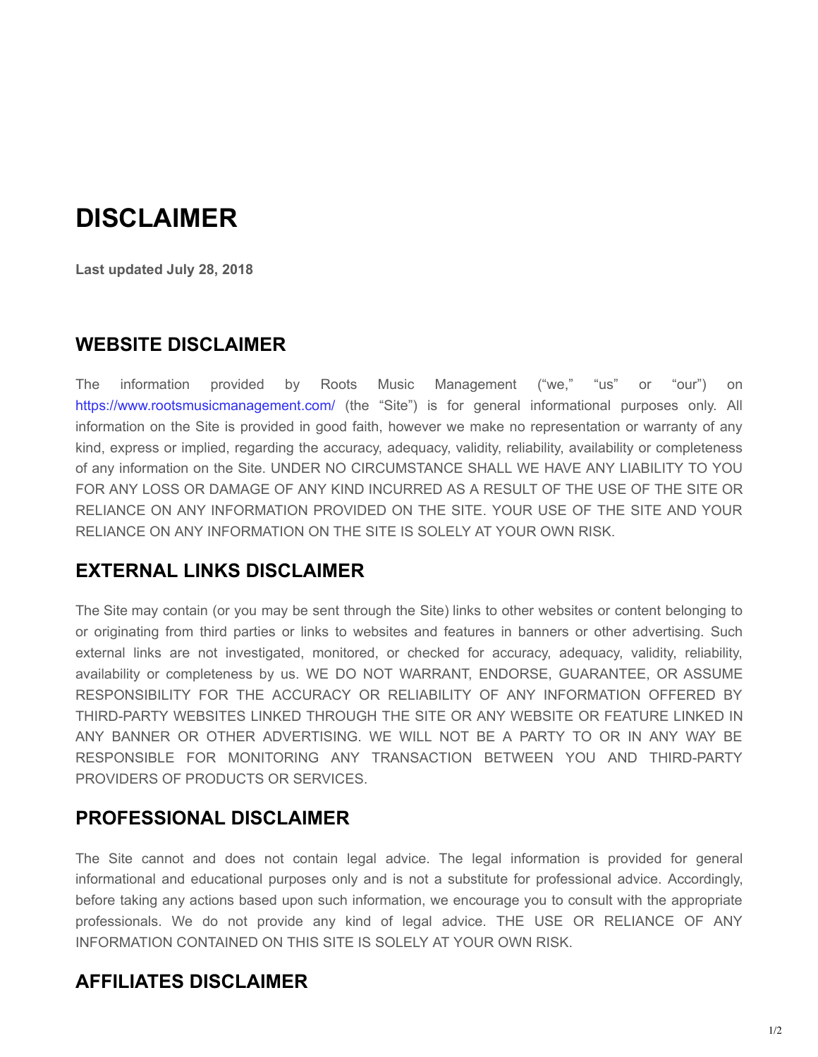# DISCLAIMER

**Last updated July 28, 2018**

## WEBSITE DISCLAIMER

The information provided by Roots Music Management ("we," "us" or "our") on https://www.rootsmusicmanagement.com/ (the "Site") is for general informational purposes only. All information on the Site is provided in good faith, however we make no representation or warranty of any kind, express or implied, regarding the accuracy, adequacy, validity, reliability, availability or completeness of any information on the Site. UNDER NO CIRCUMSTANCE SHALL WE HAVE ANY LIABILITY TO YOU FOR ANY LOSS OR DAMAGE OF ANY KIND INCURRED AS A RESULT OF THE USE OF THE SITE OR RELIANCE ON ANY INFORMATION PROVIDED ON THE SITE. YOUR USE OF THE SITE AND YOUR RELIANCE ON ANY INFORMATION ON THE SITE IS SOLELY AT YOUR OWN RISK.

## EXTERNAL LINKS DISCLAIMER

The Site may contain (or you may be sent through the Site) links to other websites or content belonging to or originating from third parties or links to websites and features in banners or other advertising. Such external links are not investigated, monitored, or checked for accuracy, adequacy, validity, reliability, availability or completeness by us. WE DO NOT WARRANT, ENDORSE, GUARANTEE, OR ASSUME RESPONSIBILITY FOR THE ACCURACY OR RELIABILITY OF ANY INFORMATION OFFERED BY THIRD-PARTY WEBSITES LINKED THROUGH THE SITE OR ANY WEBSITE OR FEATURE LINKED IN ANY BANNER OR OTHER ADVERTISING. WE WILL NOT BE A PARTY TO OR IN ANY WAY BE RESPONSIBLE FOR MONITORING ANY TRANSACTION BETWEEN YOU AND THIRD-PARTY PROVIDERS OF PRODUCTS OR SERVICES.

## PROFESSIONAL DISCLAIMER

The Site cannot and does not contain legal advice. The legal information is provided for general informational and educational purposes only and is not a substitute for professional advice. Accordingly, before taking any actions based upon such information, we encourage you to consult with the appropriate professionals. We do not provide any kind of legal advice. THE USE OR RELIANCE OF ANY INFORMATION CONTAINED ON THIS SITE IS SOLELY AT YOUR OWN RISK.

## AFFILIATES DISCLAIMER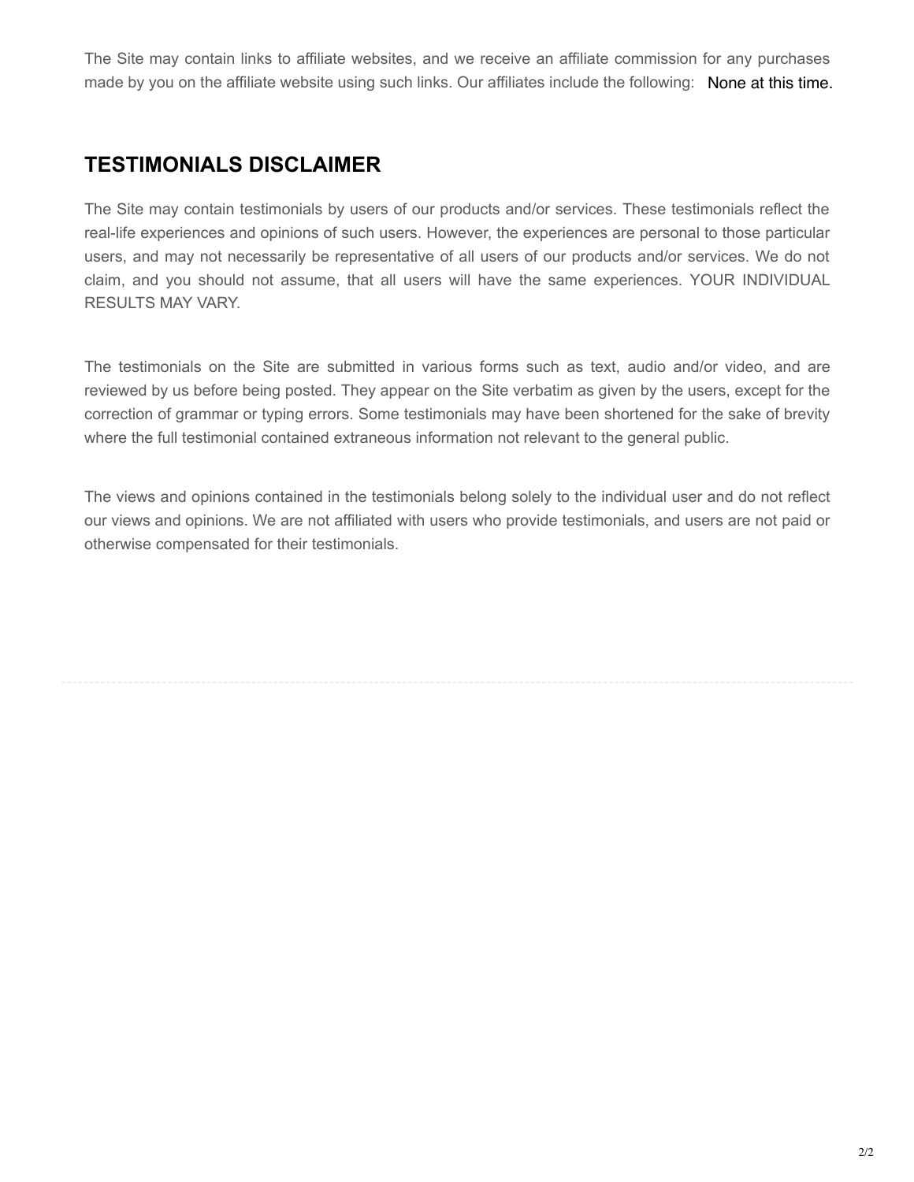The Site may contain links to affiliate websites, and we receive an affiliate commission for any purchases made by you on the affiliate website using such links. Our affiliates include the following: None at this time.

## TESTIMONIALS DISCLAIMER

The Site may contain testimonials by users of our products and/or services. These testimonials reflect the real-life experiences and opinions of such users. However, the experiences are personal to those particular users, and may not necessarily be representative of all users of our products and/or services. We do not claim, and you should not assume, that all users will have the same experiences. YOUR INDIVIDUAL RESULTS MAY VARY.

The testimonials on the Site are submitted in various forms such as text, audio and/or video, and are reviewed by us before being posted. They appear on the Site verbatim as given by the users, except for the correction of grammar or typing errors. Some testimonials may have been shortened for the sake of brevity where the full testimonial contained extraneous information not relevant to the general public.

The views and opinions contained in the testimonials belong solely to the individual user and do not reflect our views and opinions. We are not affiliated with users who provide testimonials, and users are not paid or otherwise compensated for their testimonials.